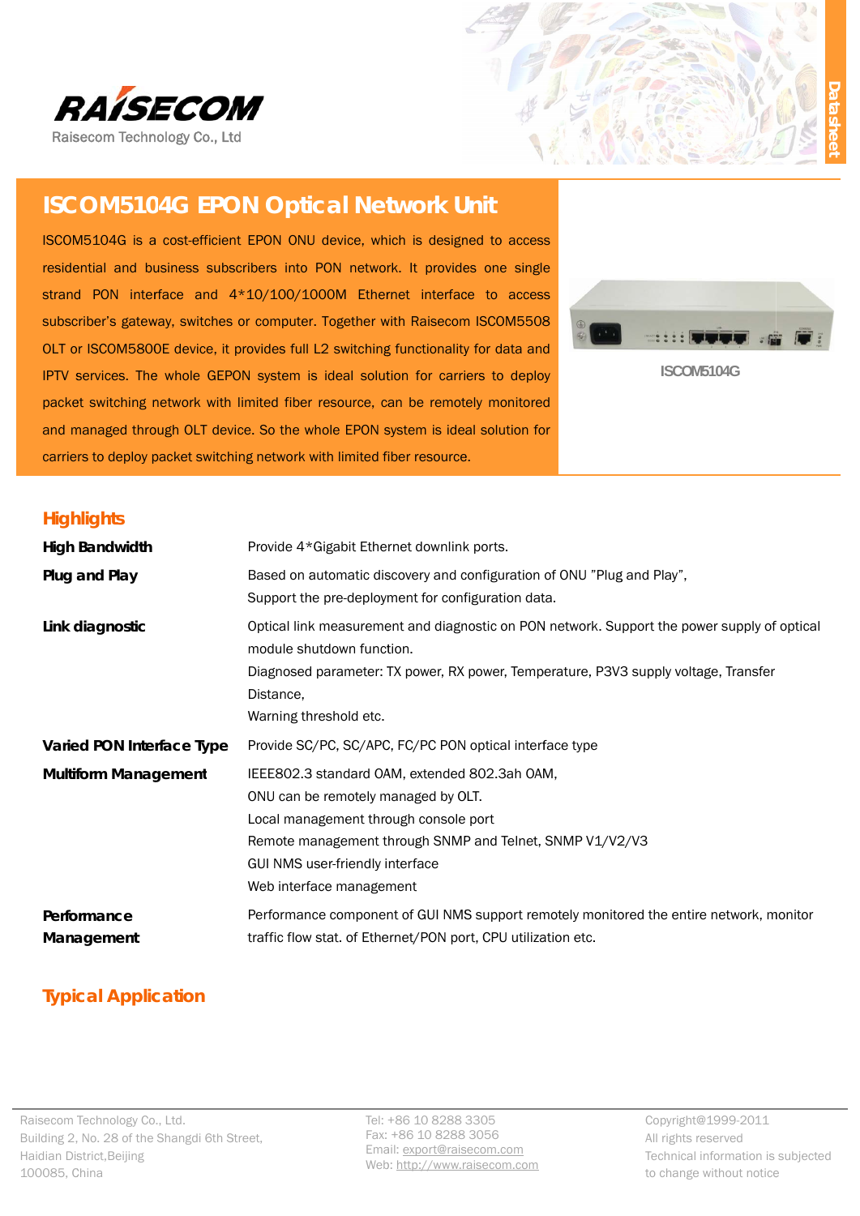RAISECOM

Raisecom Technology Co., Ltd

Datasheet

# ISCOM5104G EPON Optical Network Unit

ISCOM5104G is a cost-efficient EPON ONU device, which is designed to access residential and business subscribers into PON network. It provides one single strand PON interface and 4*10/100/1000M Ethernet interface to access subscriber's gateway, switches or computer. Together with Raisecom ISCOM5508 OLT or ISCOM5800E device, it provides full L2 switching functionality for data and IPTV services. The whole GEPON system is ideal solution for carriers to deploy packet switching network with limited fiber resource, can be remotely monitored and managed through OLT device. So the whole EPON system is ideal solution for carriers to deploy packet switching network with limited fiber resource.

ISCOM5104G

## Highlights

| | |
|---|---|
| **High Bandwidth** | Provide 4*Gigabit Ethernet downlink ports. |
| **Plug and Play** | Based on automatic discovery and configuration of ONU "Plug and Play", Support the pre-deployment for configuration data. |
| **Link diagnostic** | Optical link measurement and diagnostic on PON network. Support the power supply of optical module shutdown function. Diagnosed parameter: TX power, RX power, Temperature, P3V3 supply voltage, Transfer Distance, Warning threshold etc. |
| **Varied PON Interface Type** | Provide SC/PC, SC/APC, FC/PC PON optical interface type |
| **Multiform Management** | IEEE802.3 standard OAM, extended 802.3ah OAM, ONU can be remotely managed by OLT. Local management through console port Remote management through SNMP and Telnet, SNMP V1/V2/V3 GUI NMS user-friendly interface Web interface management |
| **Performance Management** | Performance component of GUI NMS support remotely monitored the entire network, monitor traffic flow stat. of Ethernet/PON port, CPU utilization etc. |

## Typical Application

Raisecom Technology Co., Ltd.
Building 2, No. 28 of the Shangdi 6th Street,
Haidian District,Beijing
100085, China

Tel: +86 10 8288 3305
Fax: +86 10 8288 3056
Email: export@raisecom.com
Web: http://www.raisecom.com

Copyright@1999-2011
All rights reserved
Technical information is subjected to change without notice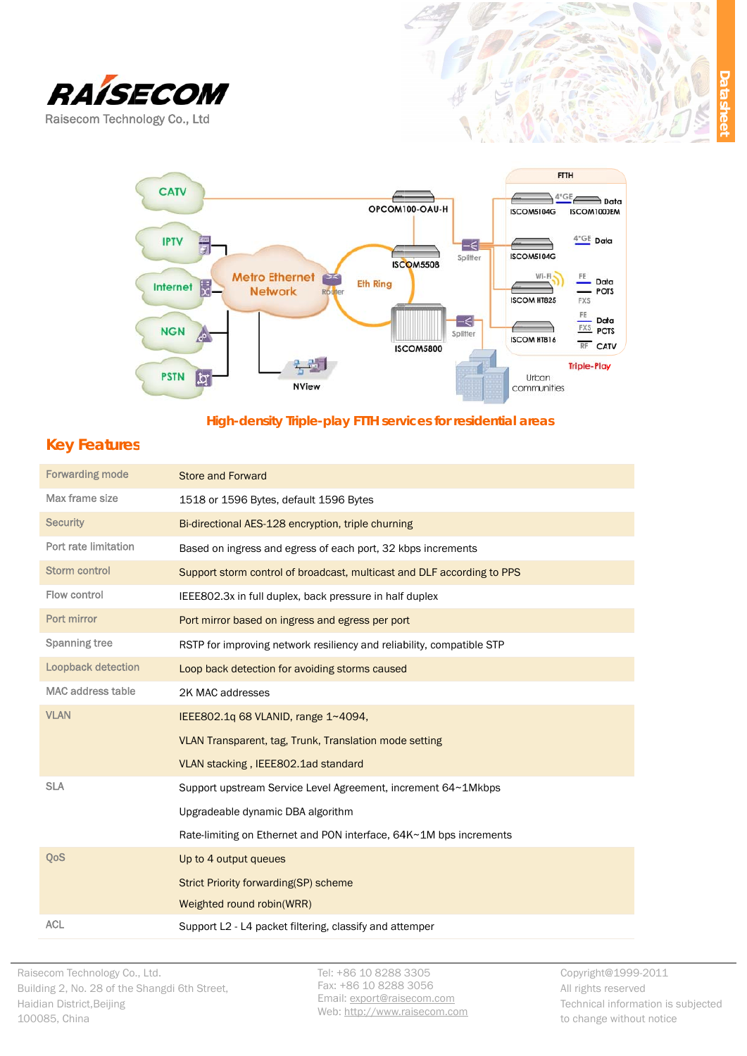High-density Triple-play FTTH services for residential areas

## Key Features

| | |
|---|---|
| Forwarding mode | Store and Forward |
| Max frame size | 1518 or 1596 Bytes, default 1596 Bytes |
| Security | Bi-directional AES-128 encryption, triple churning |
| Port rate limitation | Based on ingress and egress of each port, 32 kbps increments |
| Storm control | Support storm control of broadcast, multicast and DLF according to PPS |
| Flow control | IEEE802.3x in full duplex, back pressure in half duplex |
| Port mirror | Port mirror based on ingress and egress per port |
| Spanning tree | RSTP for improving network resiliency and reliability, compatible STP |
| Loopback detection | Loop back detection for avoiding storms caused |
| MAC address table | 2K MAC addresses |
| VLAN | IEEE802.1q 68 VLANID, range 1~4094,<br>VLAN Transparent, tag, Trunk, Translation mode setting<br>VLAN stacking , IEEE802.1ad standard |
| SLA | Support upstream Service Level Agreement, increment 64~1Mkbps<br>Upgradeable dynamic DBA algorithm<br>Rate-limiting on Ethernet and PON interface, 64K~1M bps increments |
| QoS | Up to 4 output queues<br>Strict Priority forwarding(SP) scheme<br>Weighted round robin(WRR) |
| ACL | Support L2 - L4 packet filtering, classify and attemper |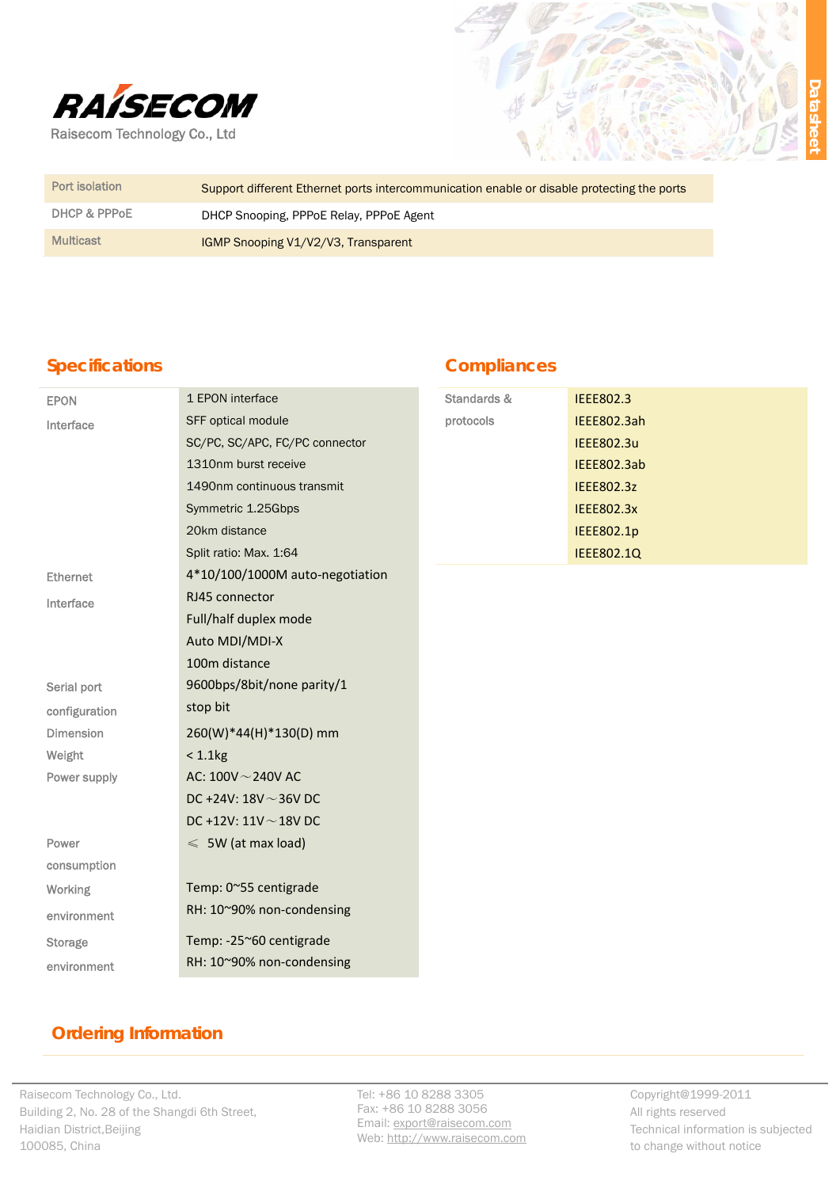| | |
|---|---|
| Port isolation | Support different Ethernet ports intercommunication enable or disable protecting the ports |
| DHCP & PPPoE | DHCP Snooping, PPPoE Relay, PPPoE Agent |
| Multicast | IGMP Snooping V1/V2/V3, Transparent |

## Specifications

| | |
|---|---|
| EPON Interface | 1 EPON interface<br>SFF optical module<br>SC/PC, SC/APC, FC/PC connector<br>1310nm burst receive<br>1490nm continuous transmit<br>Symmetric 1.25Gbps<br>20km distance<br>Split ratio: Max. 1:64 |
| Ethernet Interface | 4*10/100/1000M auto-negotiation<br>RJ45 connector<br>Full/half duplex mode<br>Auto MDI/MDI-X<br>100m distance |
| Serial port configuration | 9600bps/8bit/none parity/1 stop bit |
| Dimension | 260(W)*44(H)*130(D) mm |
| Weight | < 1.1kg |
| Power supply | AC: 100V～240V AC<br>DC +24V: 18V～36V DC<br>DC +12V: 11V～18V DC |
| Power consumption | ≤ 5W (at max load) |
| Working environment | Temp: 0~55 centigrade<br>RH: 10~90% non-condensing |
| Storage environment | Temp: -25~60 centigrade<br>RH: 10~90% non-condensing |

## Compliances

| | |
|---|---|
| Standards & protocols | IEEE802.3<br>IEEE802.3ah<br>IEEE802.3u<br>IEEE802.3ab<br>IEEE802.3z<br>IEEE802.3x<br>IEEE802.1p<br>IEEE802.1Q |

## Ordering Information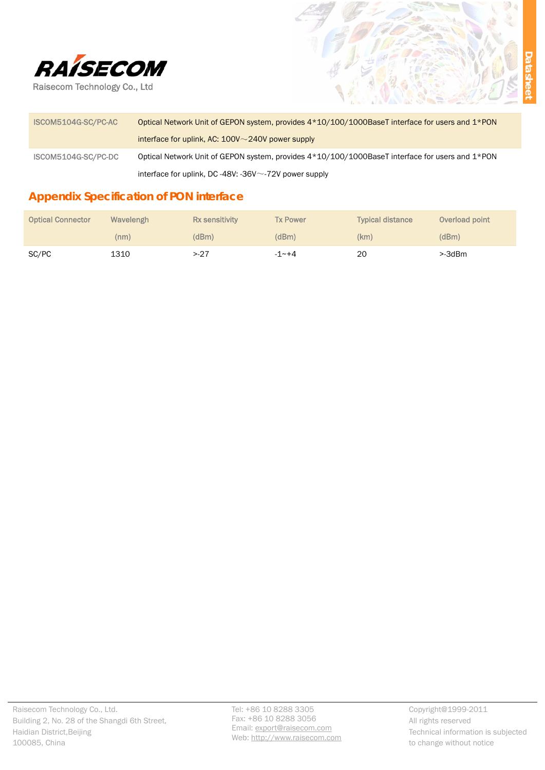| | |
|---|---|
| ISCOM5104G-SC/PC-AC | Optical Network Unit of GEPON system, provides 4*10/100/1000BaseT interface for users and 1*PON interface for uplink, AC: 100V～240V power supply |
| ISCOM5104G-SC/PC-DC | Optical Network Unit of GEPON system, provides 4*10/100/1000BaseT interface for users and 1*PON interface for uplink, DC -48V: -36V～-72V power supply |

## Appendix Specification of PON interface

| Optical Connector | Wavelengh (nm) | Rx sensitivity (dBm) | Tx Power (dBm) | Typical distance (km) | Overload point (dBm) |
|---|---|---|---|---|---|
| SC/PC | 1310 | >-27 | -1~+4 | 20 | >-3dBm |

Raisecom Technology Co., Ltd.
Building 2, No. 28 of the Shangdi 6th Street,
Haidian District,Beijing
100085, China

Tel: +86 10 8288 3305
Fax: +86 10 8288 3056
Email: export@raisecom.com
Web: http://www.raisecom.com

Copyright@1999-2011
All rights reserved
Technical information is subjected to change without notice